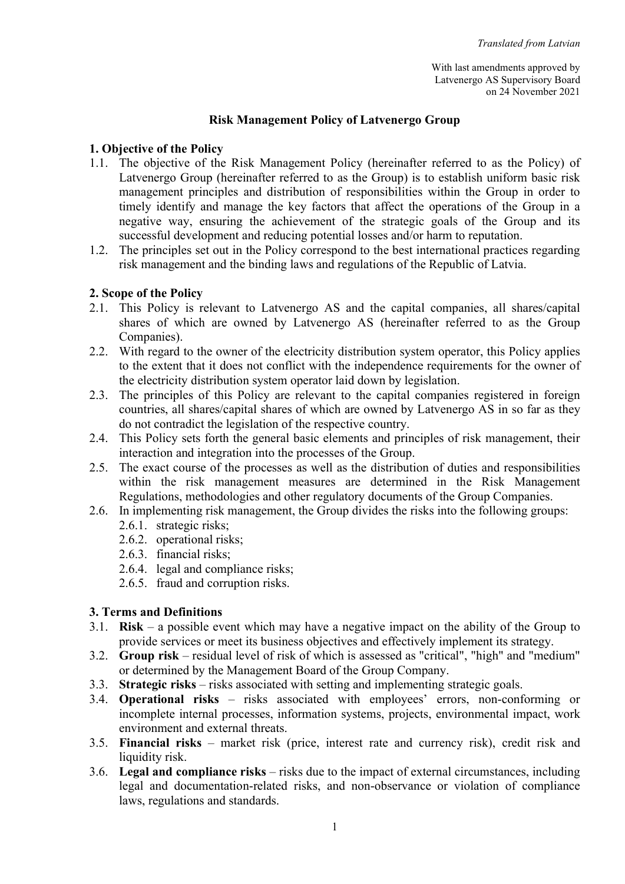*Translated from Latvian*

With last amendments approved by
Latvenergo AS Supervisory Board
on 24 November 2021

# Risk Management Policy of Latvenergo Group

## 1. Objective of the Policy

1.1. The objective of the Risk Management Policy (hereinafter referred to as the Policy) of Latvenergo Group (hereinafter referred to as the Group) is to establish uniform basic risk management principles and distribution of responsibilities within the Group in order to timely identify and manage the key factors that affect the operations of the Group in a negative way, ensuring the achievement of the strategic goals of the Group and its successful development and reducing potential losses and/or harm to reputation.

1.2. The principles set out in the Policy correspond to the best international practices regarding risk management and the binding laws and regulations of the Republic of Latvia.

## 2. Scope of the Policy

2.1. This Policy is relevant to Latvenergo AS and the capital companies, all shares/capital shares of which are owned by Latvenergo AS (hereinafter referred to as the Group Companies).

2.2. With regard to the owner of the electricity distribution system operator, this Policy applies to the extent that it does not conflict with the independence requirements for the owner of the electricity distribution system operator laid down by legislation.

2.3. The principles of this Policy are relevant to the capital companies registered in foreign countries, all shares/capital shares of which are owned by Latvenergo AS in so far as they do not contradict the legislation of the respective country.

2.4. This Policy sets forth the general basic elements and principles of risk management, their interaction and integration into the processes of the Group.

2.5. The exact course of the processes as well as the distribution of duties and responsibilities within the risk management measures are determined in the Risk Management Regulations, methodologies and other regulatory documents of the Group Companies.

2.6. In implementing risk management, the Group divides the risks into the following groups:

2.6.1. strategic risks;

2.6.2. operational risks;

2.6.3. financial risks;

2.6.4. legal and compliance risks;

2.6.5. fraud and corruption risks.

## 3. Terms and Definitions

3.1. **Risk** – a possible event which may have a negative impact on the ability of the Group to provide services or meet its business objectives and effectively implement its strategy.

3.2. **Group risk** – residual level of risk of which is assessed as "critical", "high" and "medium" or determined by the Management Board of the Group Company.

3.3. **Strategic risks** – risks associated with setting and implementing strategic goals.

3.4. **Operational risks** – risks associated with employees' errors, non-conforming or incomplete internal processes, information systems, projects, environmental impact, work environment and external threats.

3.5. **Financial risks** – market risk (price, interest rate and currency risk), credit risk and liquidity risk.

3.6. **Legal and compliance risks** – risks due to the impact of external circumstances, including legal and documentation-related risks, and non-observance or violation of compliance laws, regulations and standards.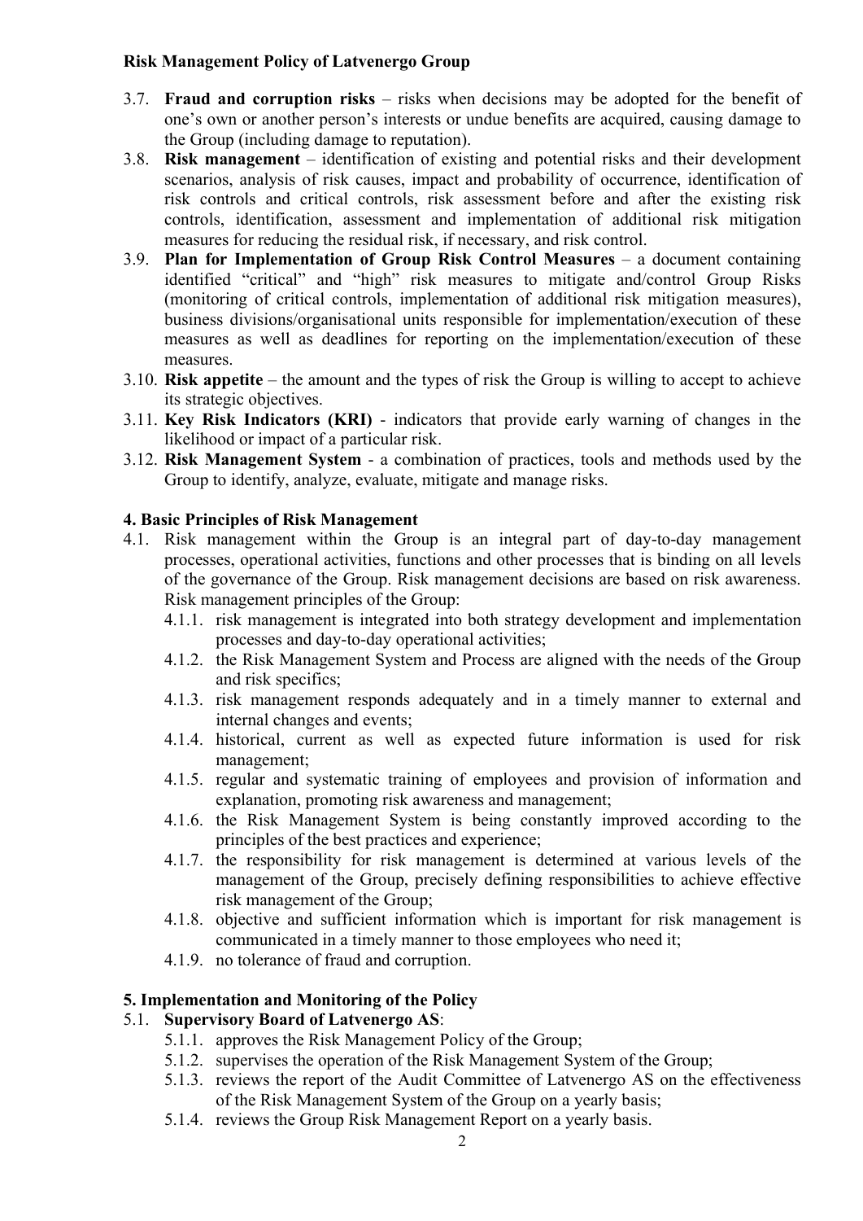3.7. **Fraud and corruption risks** – risks when decisions may be adopted for the benefit of one's own or another person's interests or undue benefits are acquired, causing damage to the Group (including damage to reputation).

3.8. **Risk management** – identification of existing and potential risks and their development scenarios, analysis of risk causes, impact and probability of occurrence, identification of risk controls and critical controls, risk assessment before and after the existing risk controls, identification, assessment and implementation of additional risk mitigation measures for reducing the residual risk, if necessary, and risk control.

3.9. **Plan for Implementation of Group Risk Control Measures** – a document containing identified "critical" and "high" risk measures to mitigate and/control Group Risks (monitoring of critical controls, implementation of additional risk mitigation measures), business divisions/organisational units responsible for implementation/execution of these measures as well as deadlines for reporting on the implementation/execution of these measures.

3.10. **Risk appetite** – the amount and the types of risk the Group is willing to accept to achieve its strategic objectives.

3.11. **Key Risk Indicators (KRI)** - indicators that provide early warning of changes in the likelihood or impact of a particular risk.

3.12. **Risk Management System** - a combination of practices, tools and methods used by the Group to identify, analyze, evaluate, mitigate and manage risks.

## 4. Basic Principles of Risk Management

4.1. Risk management within the Group is an integral part of day-to-day management processes, operational activities, functions and other processes that is binding on all levels of the governance of the Group. Risk management decisions are based on risk awareness. Risk management principles of the Group:

- 4.1.1. risk management is integrated into both strategy development and implementation processes and day-to-day operational activities;
- 4.1.2. the Risk Management System and Process are aligned with the needs of the Group and risk specifics;
- 4.1.3. risk management responds adequately and in a timely manner to external and internal changes and events;
- 4.1.4. historical, current as well as expected future information is used for risk management;
- 4.1.5. regular and systematic training of employees and provision of information and explanation, promoting risk awareness and management;
- 4.1.6. the Risk Management System is being constantly improved according to the principles of the best practices and experience;
- 4.1.7. the responsibility for risk management is determined at various levels of the management of the Group, precisely defining responsibilities to achieve effective risk management of the Group;
- 4.1.8. objective and sufficient information which is important for risk management is communicated in a timely manner to those employees who need it;
- 4.1.9. no tolerance of fraud and corruption.

## 5. Implementation and Monitoring of the Policy

5.1. **Supervisory Board of Latvenergo AS**:

- 5.1.1. approves the Risk Management Policy of the Group;
- 5.1.2. supervises the operation of the Risk Management System of the Group;
- 5.1.3. reviews the report of the Audit Committee of Latvenergo AS on the effectiveness of the Risk Management System of the Group on a yearly basis;
- 5.1.4. reviews the Group Risk Management Report on a yearly basis.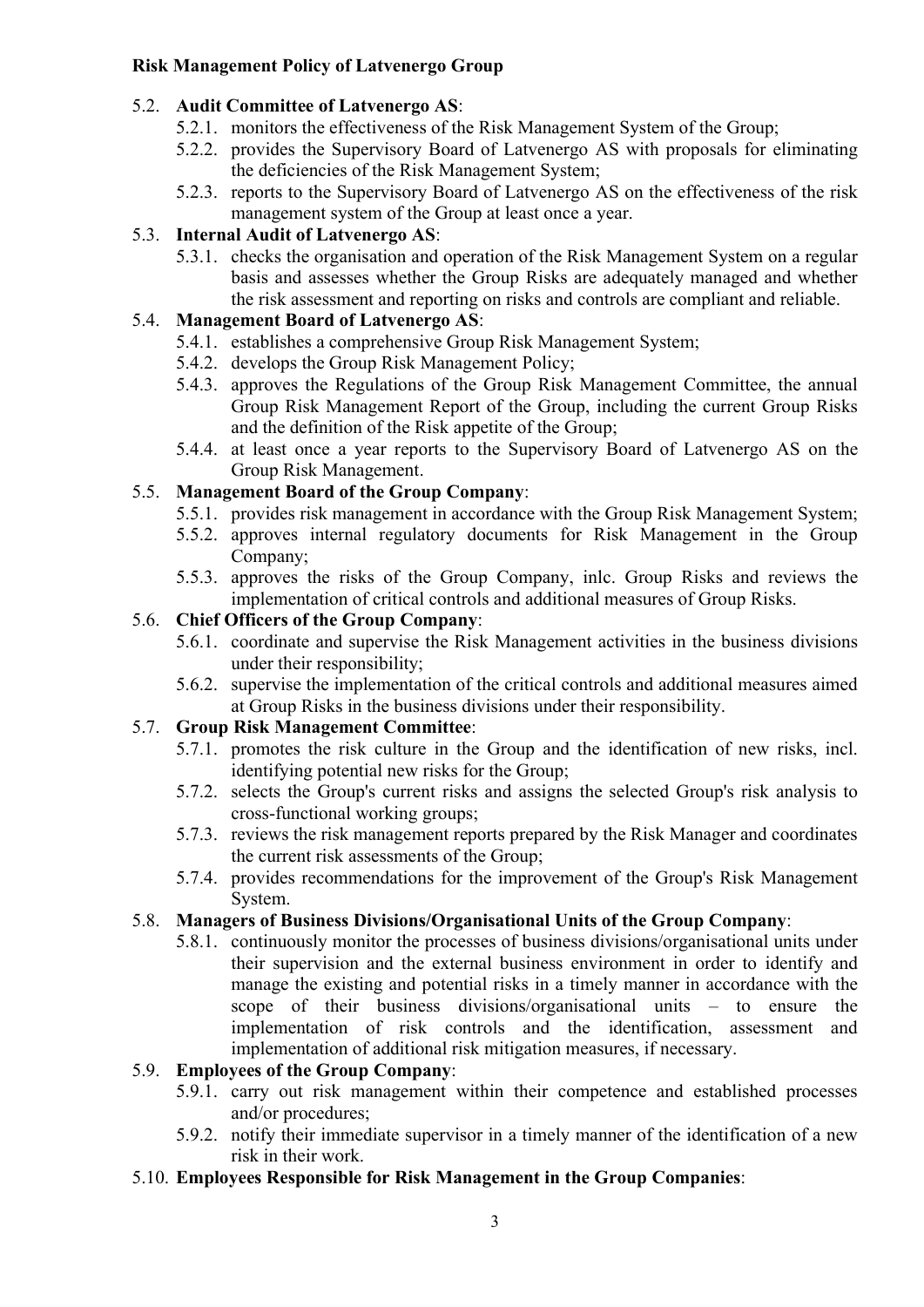5.2. **Audit Committee of Latvenergo AS**:

5.2.1. monitors the effectiveness of the Risk Management System of the Group;

5.2.2. provides the Supervisory Board of Latvenergo AS with proposals for eliminating the deficiencies of the Risk Management System;

5.2.3. reports to the Supervisory Board of Latvenergo AS on the effectiveness of the risk management system of the Group at least once a year.

5.3. **Internal Audit of Latvenergo AS**:

5.3.1. checks the organisation and operation of the Risk Management System on a regular basis and assesses whether the Group Risks are adequately managed and whether the risk assessment and reporting on risks and controls are compliant and reliable.

5.4. **Management Board of Latvenergo AS**:

5.4.1. establishes a comprehensive Group Risk Management System;

5.4.2. develops the Group Risk Management Policy;

5.4.3. approves the Regulations of the Group Risk Management Committee, the annual Group Risk Management Report of the Group, including the current Group Risks and the definition of the Risk appetite of the Group;

5.4.4. at least once a year reports to the Supervisory Board of Latvenergo AS on the Group Risk Management.

5.5. **Management Board of the Group Company**:

5.5.1. provides risk management in accordance with the Group Risk Management System;

5.5.2. approves internal regulatory documents for Risk Management in the Group Company;

5.5.3. approves the risks of the Group Company, inlc. Group Risks and reviews the implementation of critical controls and additional measures of Group Risks.

5.6. **Chief Officers of the Group Company**:

5.6.1. coordinate and supervise the Risk Management activities in the business divisions under their responsibility;

5.6.2. supervise the implementation of the critical controls and additional measures aimed at Group Risks in the business divisions under their responsibility.

5.7. **Group Risk Management Committee**:

5.7.1. promotes the risk culture in the Group and the identification of new risks, incl. identifying potential new risks for the Group;

5.7.2. selects the Group's current risks and assigns the selected Group's risk analysis to cross-functional working groups;

5.7.3. reviews the risk management reports prepared by the Risk Manager and coordinates the current risk assessments of the Group;

5.7.4. provides recommendations for the improvement of the Group's Risk Management System.

5.8. **Managers of Business Divisions/Organisational Units of the Group Company**:

5.8.1. continuously monitor the processes of business divisions/organisational units under their supervision and the external business environment in order to identify and manage the existing and potential risks in a timely manner in accordance with the scope of their business divisions/organisational units – to ensure the implementation of risk controls and the identification, assessment and implementation of additional risk mitigation measures, if necessary.

5.9. **Employees of the Group Company**:

5.9.1. carry out risk management within their competence and established processes and/or procedures;

5.9.2. notify their immediate supervisor in a timely manner of the identification of a new risk in their work.

5.10. **Employees Responsible for Risk Management in the Group Companies**: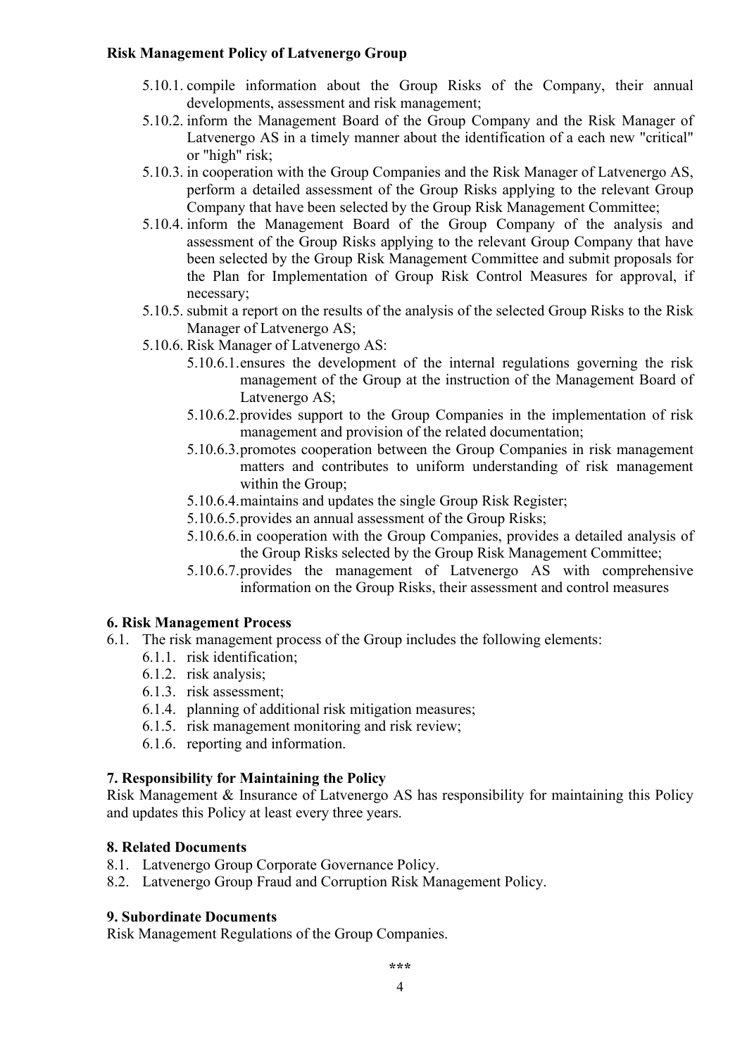5.10.1. compile information about the Group Risks of the Company, their annual developments, assessment and risk management;

5.10.2. inform the Management Board of the Group Company and the Risk Manager of Latvenergo AS in a timely manner about the identification of a each new "critical" or "high" risk;

5.10.3. in cooperation with the Group Companies and the Risk Manager of Latvenergo AS, perform a detailed assessment of the Group Risks applying to the relevant Group Company that have been selected by the Group Risk Management Committee;

5.10.4. inform the Management Board of the Group Company of the analysis and assessment of the Group Risks applying to the relevant Group Company that have been selected by the Group Risk Management Committee and submit proposals for the Plan for Implementation of Group Risk Control Measures for approval, if necessary;

5.10.5. submit a report on the results of the analysis of the selected Group Risks to the Risk Manager of Latvenergo AS;

5.10.6. Risk Manager of Latvenergo AS:

- 5.10.6.1. ensures the development of the internal regulations governing the risk management of the Group at the instruction of the Management Board of Latvenergo AS;
- 5.10.6.2. provides support to the Group Companies in the implementation of risk management and provision of the related documentation;
- 5.10.6.3. promotes cooperation between the Group Companies in risk management matters and contributes to uniform understanding of risk management within the Group;
- 5.10.6.4. maintains and updates the single Group Risk Register;
- 5.10.6.5. provides an annual assessment of the Group Risks;
- 5.10.6.6. in cooperation with the Group Companies, provides a detailed analysis of the Group Risks selected by the Group Risk Management Committee;
- 5.10.6.7. provides the management of Latvenergo AS with comprehensive information on the Group Risks, their assessment and control measures

## 6. Risk Management Process

6.1. The risk management process of the Group includes the following elements:

- 6.1.1. risk identification;
- 6.1.2. risk analysis;
- 6.1.3. risk assessment;
- 6.1.4. planning of additional risk mitigation measures;
- 6.1.5. risk management monitoring and risk review;
- 6.1.6. reporting and information.

## 7. Responsibility for Maintaining the Policy

Risk Management & Insurance of Latvenergo AS has responsibility for maintaining this Policy and updates this Policy at least every three years.

## 8. Related Documents

8.1. Latvenergo Group Corporate Governance Policy.

8.2. Latvenergo Group Fraud and Corruption Risk Management Policy.

## 9. Subordinate Documents

Risk Management Regulations of the Group Companies.

***